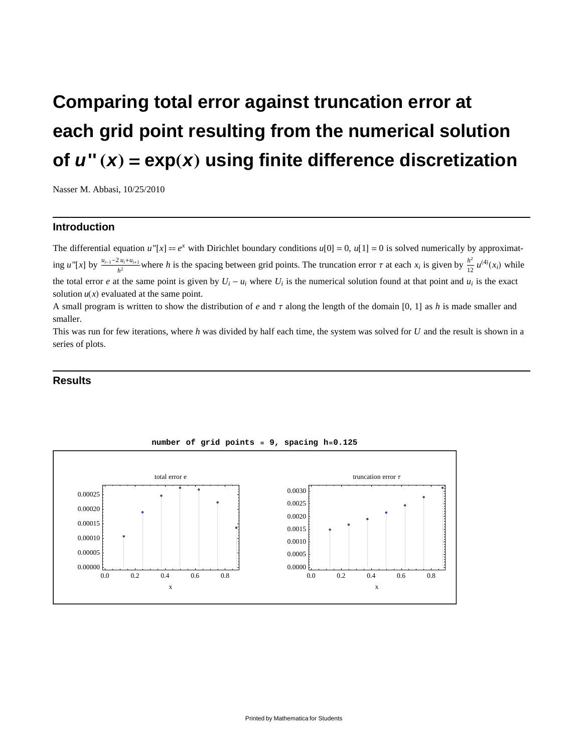# Comparing total error against truncation error at each grid point resulting from the numerical solution of $u''(x) = \exp(x)$ using finite difference discretization

Nasser M. Abbasi, 10/25/2010

## Introduction

The differential equation $u''[x] == e^x$ with Dirichlet boundary conditions $u[0] = 0$, $u[1] = 0$ is solved numerically by approximating $u''[x]$ by $\frac{u_{i-1} - 2 u_i + u_{i+1}}{h^2}$ where $h$ is the spacing between grid points. The truncation error $\tau$ at each $x_i$ is given by $\frac{h^2}{12} u^{(4)}(x_i)$ while the total error $e$ at the same point is given by $U_i - u_i$ where $U_i$ is the numerical solution found at that point and $u_i$ is the exact solution $u(x)$ evaluated at the same point.

A small program is written to show the distribution of $e$ and $\tau$ along the length of the domain [0, 1] as $h$ is made smaller and smaller.

This was run for few iterations, where $h$ was divided by half each time, the system was solved for $U$ and the result is shown in a series of plots.

## Results

**number of grid points = 9, spacing h=0.125**

total error e

truncation error $\tau$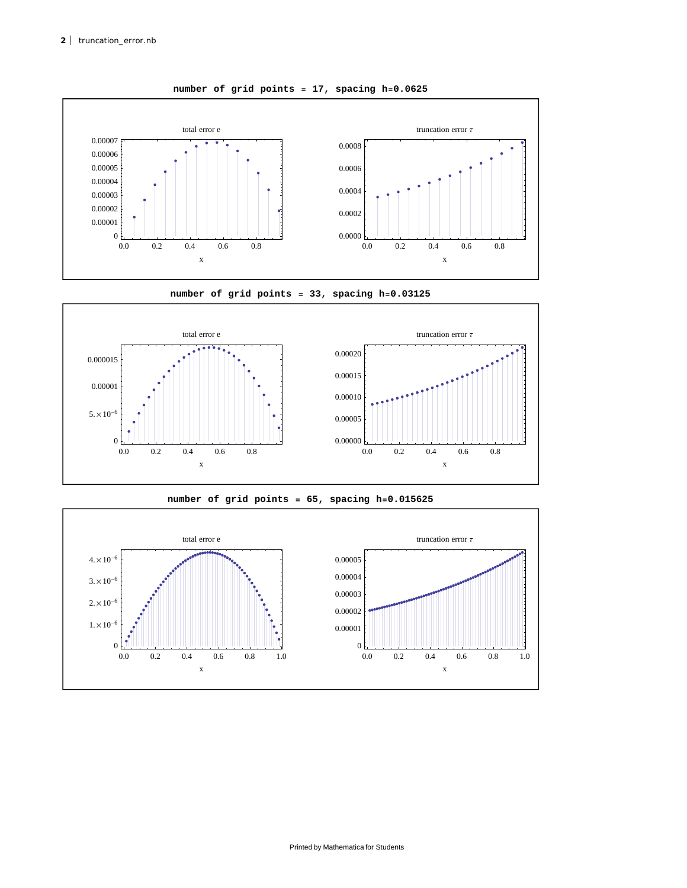**number of grid points = 17, spacing h=0.0625**

total error e

truncation error $\tau$

**number of grid points = 33, spacing h=0.03125**

total error e

truncation error $\tau$

**number of grid points = 65, spacing h=0.015625**

total error e

truncation error $\tau$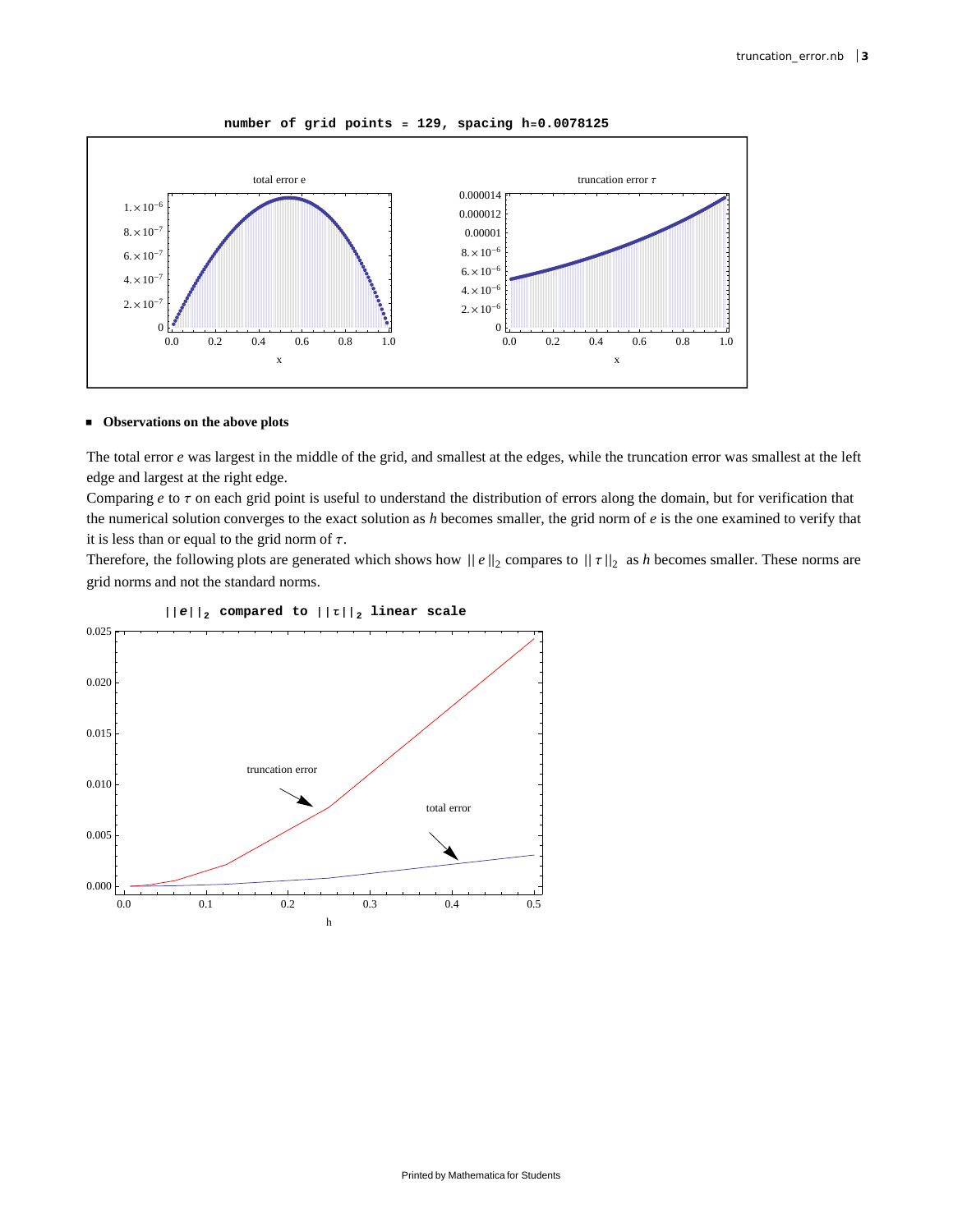number of grid points = 129, spacing h=0.0078125

total error e

truncation error $\tau$

- **Observations on the above plots**

The total error $e$ was largest in the middle of the grid, and smallest at the edges, while the truncation error was smallest at the left edge and largest at the right edge.
Comparing $e$ to $\tau$ on each grid point is useful to understand the distribution of errors along the domain, but for verification that the numerical solution converges to the exact solution as $h$ becomes smaller, the grid norm of $e$ is the one examined to verify that it is less than or equal to the grid norm of $\tau$.
Therefore, the following plots are generated which shows how $\|e\|_2$ compares to $\|\tau\|_2$ as $h$ becomes smaller. These norms are grid norms and not the standard norms.

$\|e\|_2$ compared to $\|\tau\|_2$ linear scale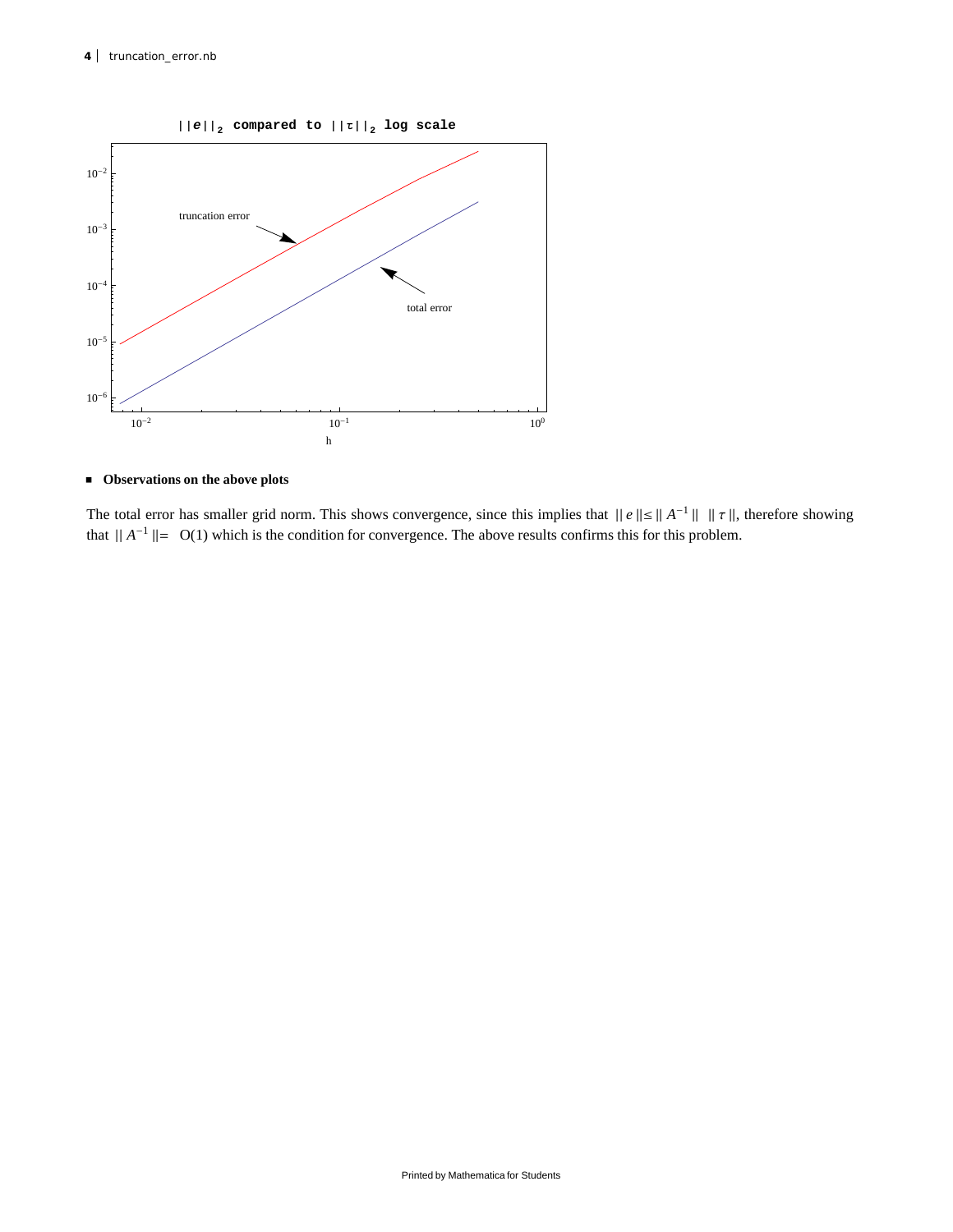$||e||_2$ compared to $||\tau||_2$ log scale

truncation error

total error

$10^{-2}$

$10^{-3}$

$10^{-4}$

$10^{-5}$

$10^{-6}$

$10^{-2}$

$10^{-1}$

$10^{0}$

h

- **Observations on the above plots**

The total error has smaller grid norm. This shows convergence, since this implies that $|| e || \leq || A^{-1} || \; || \tau ||$, therefore showing that $|| A^{-1} || = \; O(1)$ which is the condition for convergence. The above results confirms this for this problem.